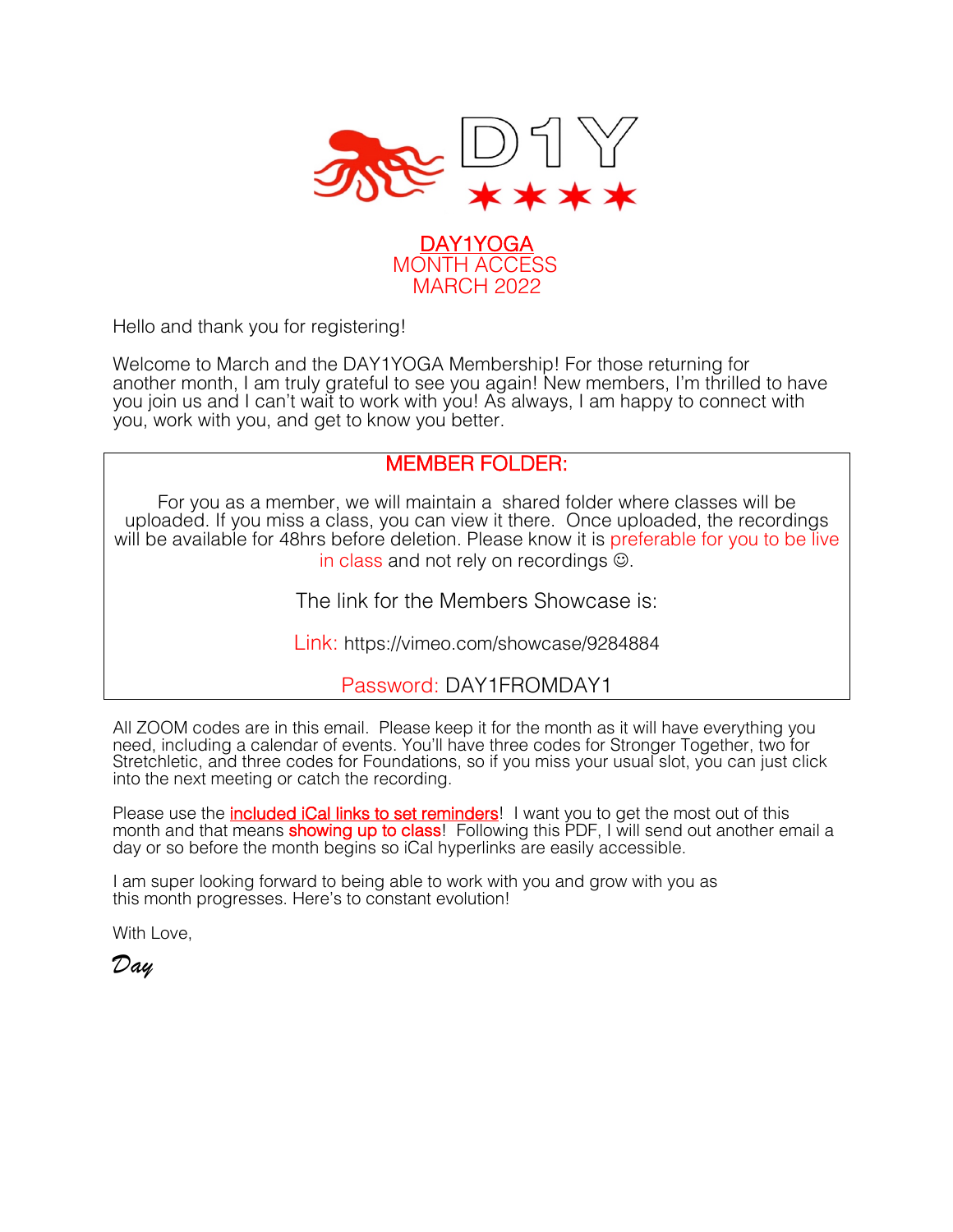D1Y

# DAY1YOGA
## MONTH ACCESS
## MARCH 2022

Hello and thank you for registering!

Welcome to March and the DAY1YOGA Membership! For those returning for another month, I am truly grateful to see you again! New members, I'm thrilled to have you join us and I can't wait to work with you! As always, I am happy to connect with you, work with you, and get to know you better.

## MEMBER FOLDER:

For you as a member, we will maintain a shared folder where classes will be uploaded. If you miss a class, you can view it there. Once uploaded, the recordings will be available for 48hrs before deletion. Please know it is preferable for you to be live in class and not rely on recordings ☺.

The link for the Members Showcase is:

Link: https://vimeo.com/showcase/9284884

Password: DAY1FROMDAY1

All ZOOM codes are in this email. Please keep it for the month as it will have everything you need, including a calendar of events. You'll have three codes for Stronger Together, two for Stretchletic, and three codes for Foundations, so if you miss your usual slot, you can just click into the next meeting or catch the recording.

Please use the included iCal links to set reminders! I want you to get the most out of this month and that means **showing up to class**! Following this PDF, I will send out another email a day or so before the month begins so iCal hyperlinks are easily accessible.

I am super looking forward to being able to work with you and grow with you as this month progresses. Here's to constant evolution!

With Love,

*Day*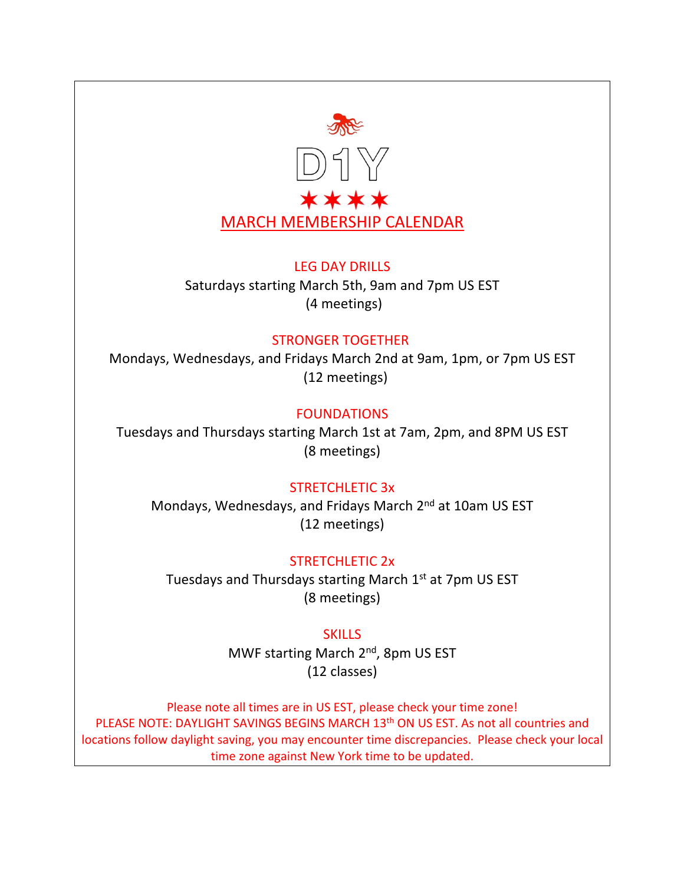# D1Y

★★★★

## MARCH MEMBERSHIP CALENDAR

### LEG DAY DRILLS

Saturdays starting March 5th, 9am and 7pm US EST
(4 meetings)

### STRONGER TOGETHER

Mondays, Wednesdays, and Fridays March 2nd at 9am, 1pm, or 7pm US EST
(12 meetings)

### FOUNDATIONS

Tuesdays and Thursdays starting March 1st at 7am, 2pm, and 8PM US EST
(8 meetings)

### STRETCHLETIC 3x

Mondays, Wednesdays, and Fridays March 2nd at 10am US EST
(12 meetings)

### STRETCHLETIC 2x

Tuesdays and Thursdays starting March 1st at 7pm US EST
(8 meetings)

### SKILLS

MWF starting March 2nd, 8pm US EST
(12 classes)

Please note all times are in US EST, please check your time zone!
PLEASE NOTE: DAYLIGHT SAVINGS BEGINS MARCH 13th ON US EST. As not all countries and locations follow daylight saving, you may encounter time discrepancies. Please check your local time zone against New York time to be updated.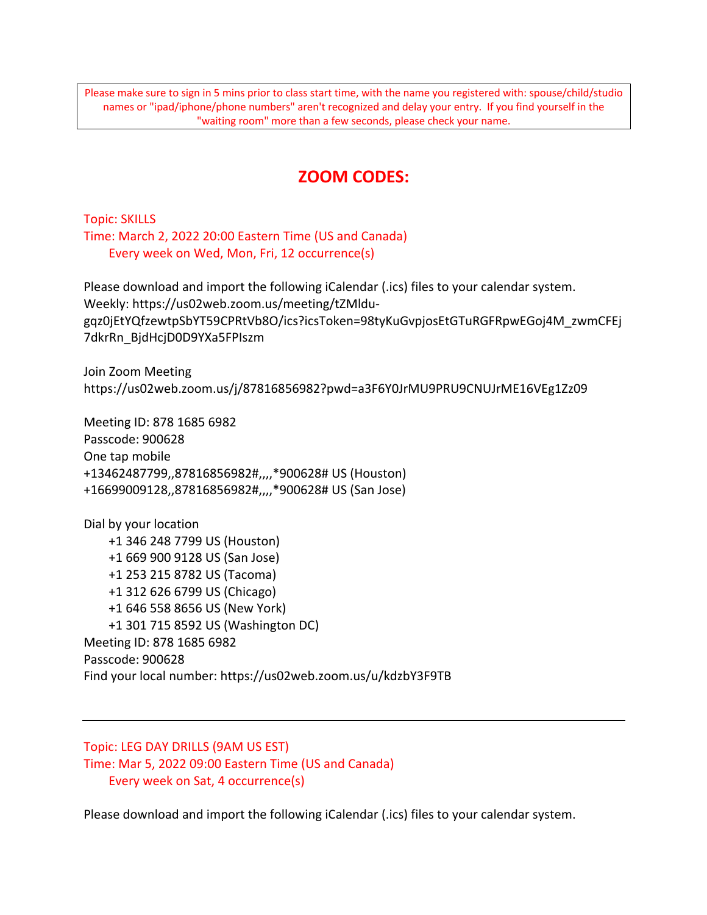Please make sure to sign in 5 mins prior to class start time, with the name you registered with: spouse/child/studio names or "ipad/iphone/phone numbers" aren't recognized and delay your entry. If you find yourself in the "waiting room" more than a few seconds, please check your name.

# ZOOM CODES:

Topic: SKILLS
Time: March 2, 2022 20:00 Eastern Time (US and Canada)
Every week on Wed, Mon, Fri, 12 occurrence(s)

Please download and import the following iCalendar (.ics) files to your calendar system.
Weekly: https://us02web.zoom.us/meeting/tZMldu-gqz0jEtYQfzewtpSbYT59CPRtVb8O/ics?icsToken=98tyKuGvpjosEtGTuRGFRpwEGoj4M_zwmCFEj7dkrRn_BjdHcjD0D9YXa5FPIszm

Join Zoom Meeting
https://us02web.zoom.us/j/87816856982?pwd=a3F6Y0JrMU9PRU9CNUJrME16VEg1Zz09

Meeting ID: 878 1685 6982
Passcode: 900628
One tap mobile
+13462487799,,87816856982#,,,,*900628# US (Houston)
+16699009128,,87816856982#,,,,*900628# US (San Jose)

Dial by your location
+1 346 248 7799 US (Houston)
+1 669 900 9128 US (San Jose)
+1 253 215 8782 US (Tacoma)
+1 312 626 6799 US (Chicago)
+1 646 558 8656 US (New York)
+1 301 715 8592 US (Washington DC)
Meeting ID: 878 1685 6982
Passcode: 900628
Find your local number: https://us02web.zoom.us/u/kdzbY3F9TB

---

Topic: LEG DAY DRILLS (9AM US EST)
Time: Mar 5, 2022 09:00 Eastern Time (US and Canada)
Every week on Sat, 4 occurrence(s)

Please download and import the following iCalendar (.ics) files to your calendar system.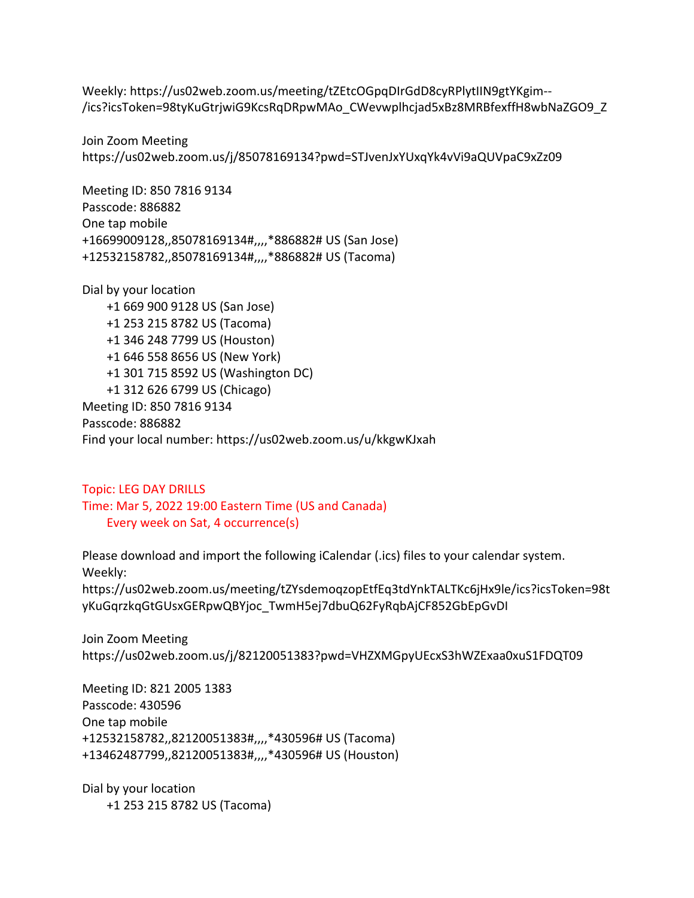Weekly: https://us02web.zoom.us/meeting/tZEtcOGpqDIrGdD8cyRPlytIIN9gtYKgim--/ics?icsToken=98tyKuGtrjwiG9KcsRqDRpwMAo_CWevwplhcjad5xBz8MRBfexffH8wbNaZGO9_Z

Join Zoom Meeting
https://us02web.zoom.us/j/85078169134?pwd=STJvenJxYUxqYk4vVi9aQUVpaC9xZz09

Meeting ID: 850 7816 9134
Passcode: 886882
One tap mobile
+16699009128,,85078169134#,,,,*886882# US (San Jose)
+12532158782,,85078169134#,,,,*886882# US (Tacoma)

Dial by your location
- +1 669 900 9128 US (San Jose)
- +1 253 215 8782 US (Tacoma)
- +1 346 248 7799 US (Houston)
- +1 646 558 8656 US (New York)
- +1 301 715 8592 US (Washington DC)
- +1 312 626 6799 US (Chicago)

Meeting ID: 850 7816 9134
Passcode: 886882
Find your local number: https://us02web.zoom.us/u/kkgwKJxah

Topic: LEG DAY DRILLS
Time: Mar 5, 2022 19:00 Eastern Time (US and Canada)
Every week on Sat, 4 occurrence(s)

Please download and import the following iCalendar (.ics) files to your calendar system.
Weekly:
https://us02web.zoom.us/meeting/tZYsdemoqzopEtfEq3tdYnkTALTKc6jHx9le/ics?icsToken=98tyKuGqrzkqGtGUsxGERpwQBYjoc_TwmH5ej7dbuQ62FyRqbAjCF852GbEpGvDI

Join Zoom Meeting
https://us02web.zoom.us/j/82120051383?pwd=VHZXMGpyUEcxS3hWZExaa0xuS1FDQT09

Meeting ID: 821 2005 1383
Passcode: 430596
One tap mobile
+12532158782,,82120051383#,,,,*430596# US (Tacoma)
+13462487799,,82120051383#,,,,*430596# US (Houston)

Dial by your location
- +1 253 215 8782 US (Tacoma)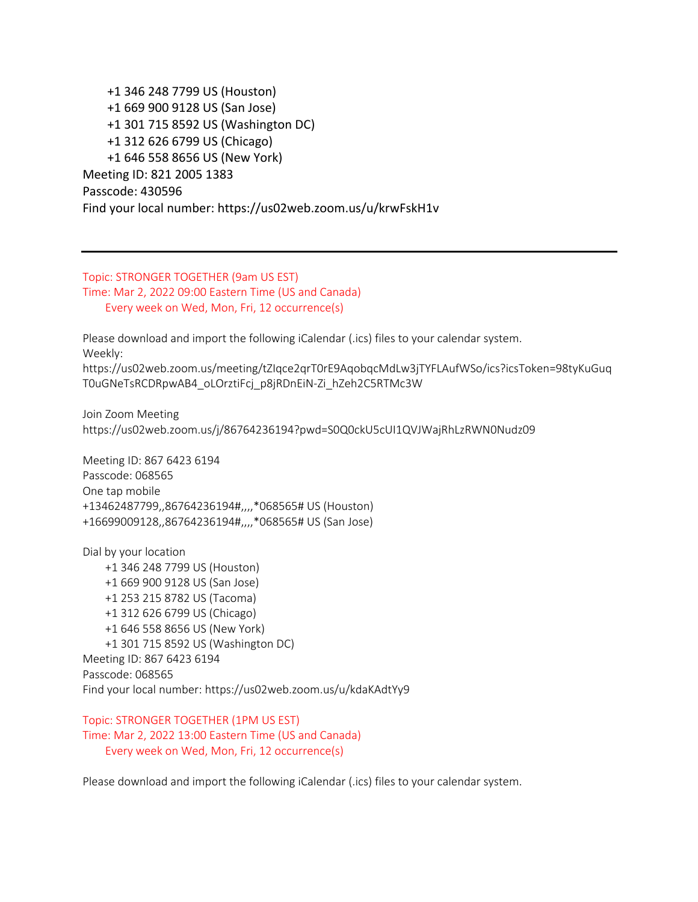+1 346 248 7799 US (Houston)
+1 669 900 9128 US (San Jose)
+1 301 715 8592 US (Washington DC)
+1 312 626 6799 US (Chicago)
+1 646 558 8656 US (New York)

Meeting ID: 821 2005 1383
Passcode: 430596
Find your local number: https://us02web.zoom.us/u/krwFskH1v

---

Topic: STRONGER TOGETHER (9am US EST)
Time: Mar 2, 2022 09:00 Eastern Time (US and Canada)
Every week on Wed, Mon, Fri, 12 occurrence(s)

Please download and import the following iCalendar (.ics) files to your calendar system.
Weekly:
https://us02web.zoom.us/meeting/tZIqce2qrT0rE9AqobqcMdLw3jTYFLAufWSo/ics?icsToken=98tyKuGuqT0uGNeTsRCDRpwAB4_oLOrztiFcj_p8jRDnEiN-Zi_hZeh2C5RTMc3W

Join Zoom Meeting
https://us02web.zoom.us/j/86764236194?pwd=S0Q0ckU5cUI1QVJWajRhLzRWN0Nudz09

Meeting ID: 867 6423 6194
Passcode: 068565
One tap mobile
+13462487799,,86764236194#,,,,*068565# US (Houston)
+16699009128,,86764236194#,,,,*068565# US (San Jose)

Dial by your location
+1 346 248 7799 US (Houston)
+1 669 900 9128 US (San Jose)
+1 253 215 8782 US (Tacoma)
+1 312 626 6799 US (Chicago)
+1 646 558 8656 US (New York)
+1 301 715 8592 US (Washington DC)

Meeting ID: 867 6423 6194
Passcode: 068565
Find your local number: https://us02web.zoom.us/u/kdaKAdtYy9

Topic: STRONGER TOGETHER (1PM US EST)
Time: Mar 2, 2022 13:00 Eastern Time (US and Canada)
Every week on Wed, Mon, Fri, 12 occurrence(s)

Please download and import the following iCalendar (.ics) files to your calendar system.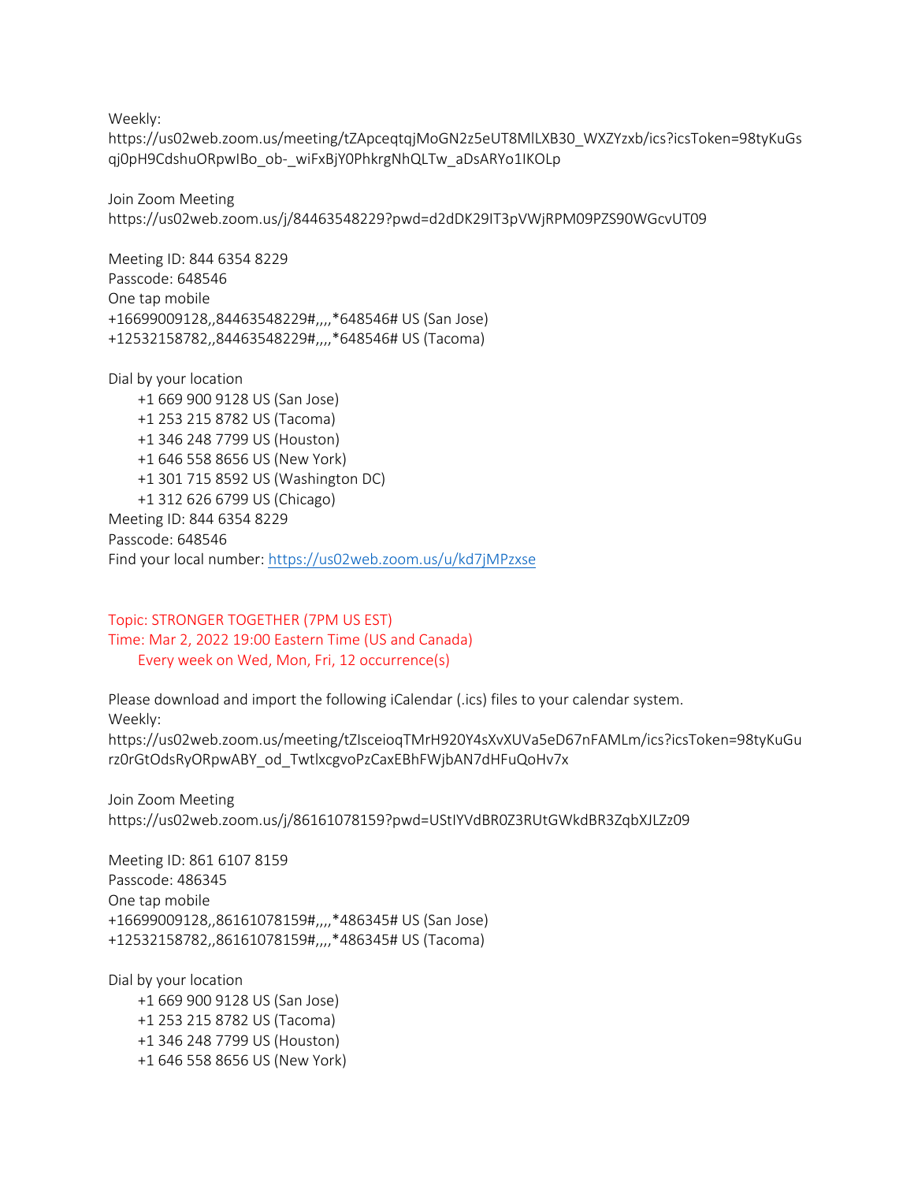Weekly:
https://us02web.zoom.us/meeting/tZApceqtqjMoGN2z5eUT8MlLXB30_WXZYzxb/ics?icsToken=98tyKuGsqj0pH9CdshuORpwIBo_ob-_wiFxBjY0PhkrgNhQLTw_aDsARYo1IKOLp

Join Zoom Meeting
https://us02web.zoom.us/j/84463548229?pwd=d2dDK29IT3pVWjRPM09PZS90WGcvUT09

Meeting ID: 844 6354 8229
Passcode: 648546
One tap mobile
+16699009128,,84463548229#,,,,*648546# US (San Jose)
+12532158782,,84463548229#,,,,*648546# US (Tacoma)

Dial by your location
+1 669 900 9128 US (San Jose)
+1 253 215 8782 US (Tacoma)
+1 346 248 7799 US (Houston)
+1 646 558 8656 US (New York)
+1 301 715 8592 US (Washington DC)
+1 312 626 6799 US (Chicago)
Meeting ID: 844 6354 8229
Passcode: 648546
Find your local number: https://us02web.zoom.us/u/kd7jMPzxse

Topic: STRONGER TOGETHER (7PM US EST)
Time: Mar 2, 2022 19:00 Eastern Time (US and Canada)
Every week on Wed, Mon, Fri, 12 occurrence(s)

Please download and import the following iCalendar (.ics) files to your calendar system.
Weekly:
https://us02web.zoom.us/meeting/tZIsceioqTMrH920Y4sXvXUVa5eD67nFAMLm/ics?icsToken=98tyKuGurz0rGtOdsRyORpwABY_od_TwtlxcgvoPzCaxEBhFWjbAN7dHFuQoHv7x

Join Zoom Meeting
https://us02web.zoom.us/j/86161078159?pwd=UStIYVdBR0Z3RUtGWkdBR3ZqbXJLZz09

Meeting ID: 861 6107 8159
Passcode: 486345
One tap mobile
+16699009128,,86161078159#,,,,*486345# US (San Jose)
+12532158782,,86161078159#,,,,*486345# US (Tacoma)

Dial by your location
+1 669 900 9128 US (San Jose)
+1 253 215 8782 US (Tacoma)
+1 346 248 7799 US (Houston)
+1 646 558 8656 US (New York)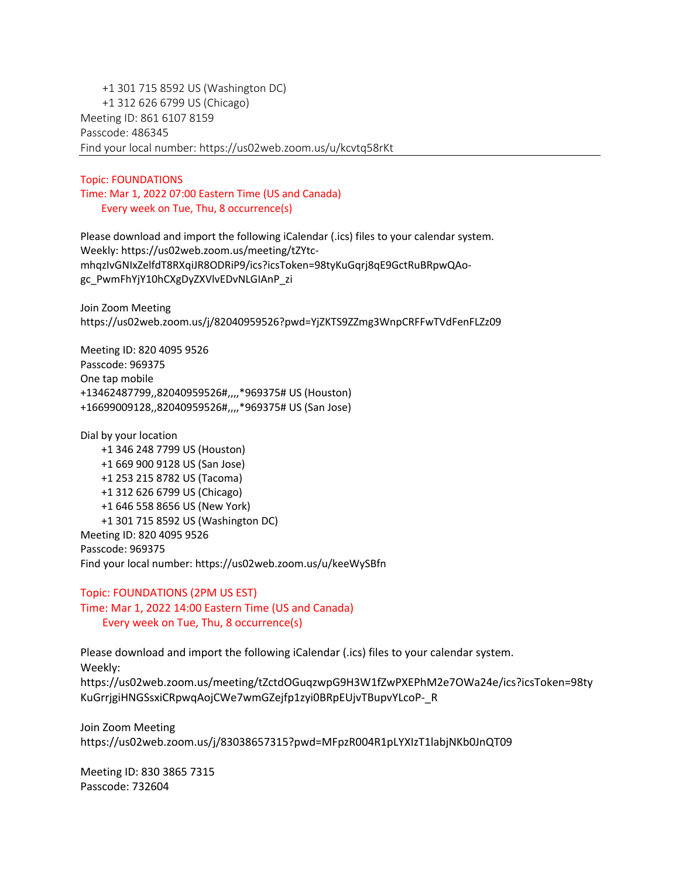+1 301 715 8592 US (Washington DC)
+1 312 626 6799 US (Chicago)
Meeting ID: 861 6107 8159
Passcode: 486345
Find your local number: https://us02web.zoom.us/u/kcvtq58rKt

---

Topic: FOUNDATIONS
Time: Mar 1, 2022 07:00 Eastern Time (US and Canada)
Every week on Tue, Thu, 8 occurrence(s)

Please download and import the following iCalendar (.ics) files to your calendar system.
Weekly: https://us02web.zoom.us/meeting/tZYtc-mhqzIvGNIxZelfdT8RXqiJR8ODRiP9/ics?icsToken=98tyKuGqrj8qE9GctRuBRpwQAo-gc_PwmFhYjY10hCXgDyZXVlvEDvNLGIAnP_zi

Join Zoom Meeting
https://us02web.zoom.us/j/82040959526?pwd=YjZKTS9ZZmg3WnpCRFFwTVdFenFLZz09

Meeting ID: 820 4095 9526
Passcode: 969375
One tap mobile
+13462487799,,82040959526#,,,,*969375# US (Houston)
+16699009128,,82040959526#,,,,*969375# US (San Jose)

Dial by your location
+1 346 248 7799 US (Houston)
+1 669 900 9128 US (San Jose)
+1 253 215 8782 US (Tacoma)
+1 312 626 6799 US (Chicago)
+1 646 558 8656 US (New York)
+1 301 715 8592 US (Washington DC)
Meeting ID: 820 4095 9526
Passcode: 969375
Find your local number: https://us02web.zoom.us/u/keeWySBfn

Topic: FOUNDATIONS (2PM US EST)
Time: Mar 1, 2022 14:00 Eastern Time (US and Canada)
Every week on Tue, Thu, 8 occurrence(s)

Please download and import the following iCalendar (.ics) files to your calendar system.
Weekly:
https://us02web.zoom.us/meeting/tZctdOGuqzwpG9H3W1fZwPXEPhM2e7OWa24e/ics?icsToken=98tyKuGrrjgiHNGSsxiCRpwqAojCWe7wmGZejfp1zyi0BRpEUjvTBupvYLcoP-_R

Join Zoom Meeting
https://us02web.zoom.us/j/83038657315?pwd=MFpzR004R1pLYXIzT1labjNKb0JnQT09

Meeting ID: 830 3865 7315
Passcode: 732604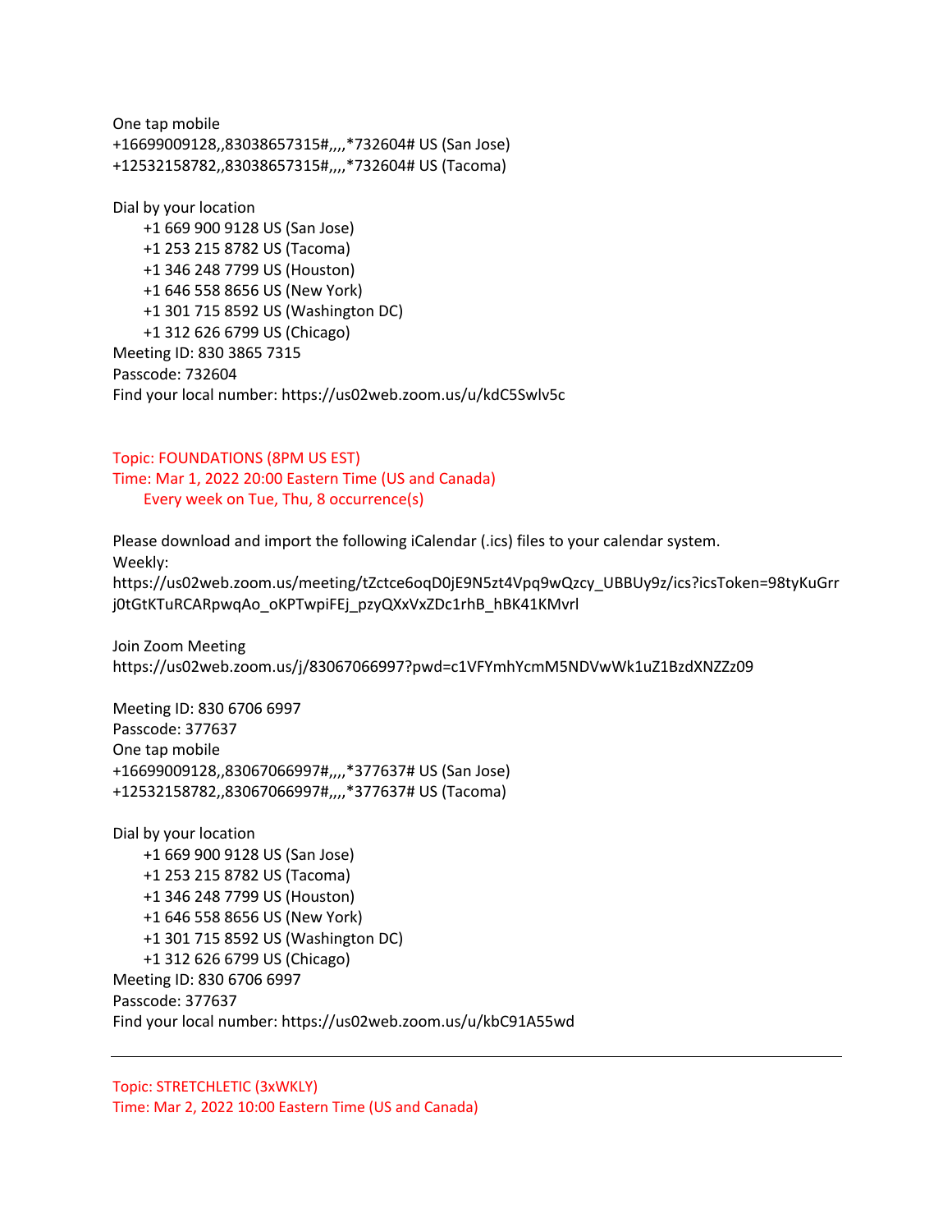One tap mobile
+16699009128,,83038657315#,,,,*732604# US (San Jose)
+12532158782,,83038657315#,,,,*732604# US (Tacoma)

Dial by your location
- +1 669 900 9128 US (San Jose)
- +1 253 215 8782 US (Tacoma)
- +1 346 248 7799 US (Houston)
- +1 646 558 8656 US (New York)
- +1 301 715 8592 US (Washington DC)
- +1 312 626 6799 US (Chicago)

Meeting ID: 830 3865 7315
Passcode: 732604
Find your local number: https://us02web.zoom.us/u/kdC5Swlv5c

Topic: FOUNDATIONS (8PM US EST)
Time: Mar 1, 2022 20:00 Eastern Time (US and Canada)
Every week on Tue, Thu, 8 occurrence(s)

Please download and import the following iCalendar (.ics) files to your calendar system.
Weekly:
https://us02web.zoom.us/meeting/tZctce6oqD0jE9N5zt4Vpq9wQzcy_UBBUy9z/ics?icsToken=98tyKuGrrj0tGtKTuRCARpwqAo_oKPTwpiFEj_pzyQXxVxZDc1rhB_hBK41KMvrl

Join Zoom Meeting
https://us02web.zoom.us/j/83067066997?pwd=c1VFYmhYcmM5NDVwWk1uZ1BzdXNZZz09

Meeting ID: 830 6706 6997
Passcode: 377637
One tap mobile
+16699009128,,83067066997#,,,,*377637# US (San Jose)
+12532158782,,83067066997#,,,,*377637# US (Tacoma)

Dial by your location
- +1 669 900 9128 US (San Jose)
- +1 253 215 8782 US (Tacoma)
- +1 346 248 7799 US (Houston)
- +1 646 558 8656 US (New York)
- +1 301 715 8592 US (Washington DC)
- +1 312 626 6799 US (Chicago)

Meeting ID: 830 6706 6997
Passcode: 377637
Find your local number: https://us02web.zoom.us/u/kbC91A55wd

---

Topic: STRETCHLETIC (3xWKLY)
Time: Mar 2, 2022 10:00 Eastern Time (US and Canada)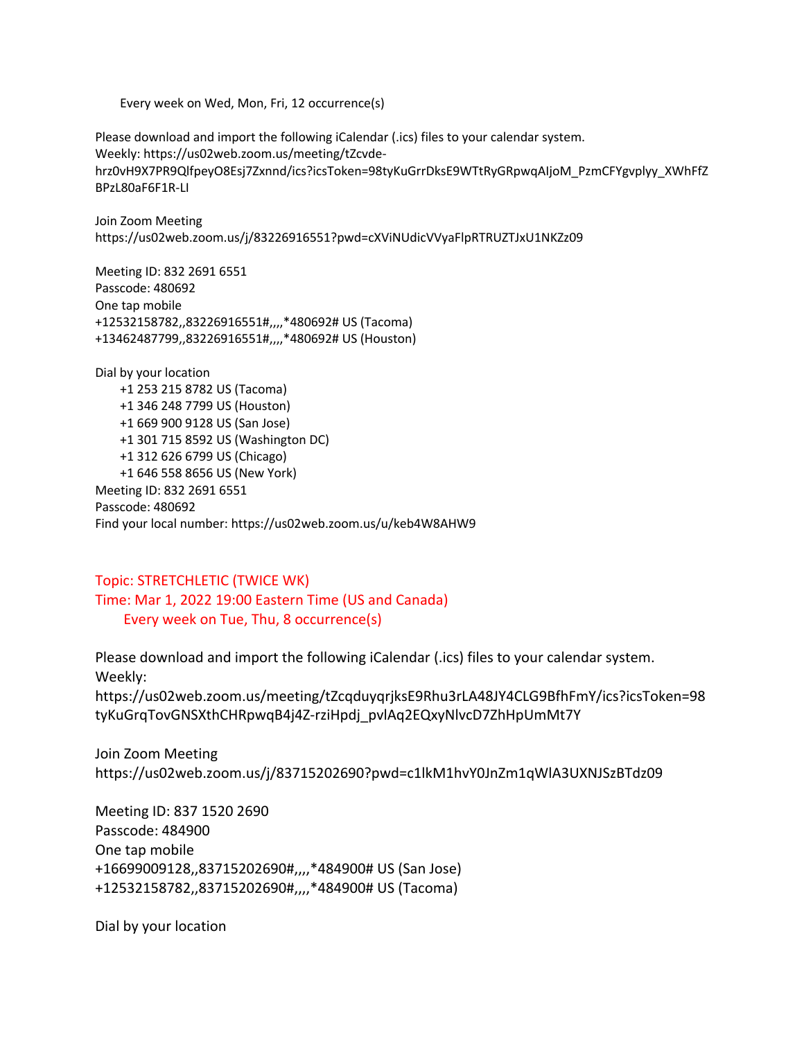Every week on Wed, Mon, Fri, 12 occurrence(s)

Please download and import the following iCalendar (.ics) files to your calendar system.
Weekly: https://us02web.zoom.us/meeting/tZcvde-hrz0vH9X7PR9QlfpeyO8Esj7Zxnnd/ics?icsToken=98tyKuGrrDksE9WTtRyGRpwqAIjoM_PzmCFYgvplyy_XWhFfZBPzL80aF6F1R-LI

Join Zoom Meeting
https://us02web.zoom.us/j/83226916551?pwd=cXViNUdicVVyaFlpRTRUZTJxU1NKZz09

Meeting ID: 832 2691 6551
Passcode: 480692
One tap mobile
+12532158782,,83226916551#,,,,*480692# US (Tacoma)
+13462487799,,83226916551#,,,,*480692# US (Houston)

Dial by your location
+1 253 215 8782 US (Tacoma)
+1 346 248 7799 US (Houston)
+1 669 900 9128 US (San Jose)
+1 301 715 8592 US (Washington DC)
+1 312 626 6799 US (Chicago)
+1 646 558 8656 US (New York)
Meeting ID: 832 2691 6551
Passcode: 480692
Find your local number: https://us02web.zoom.us/u/keb4W8AHW9

Topic: STRETCHLETIC (TWICE WK)
Time: Mar 1, 2022 19:00 Eastern Time (US and Canada)
Every week on Tue, Thu, 8 occurrence(s)

Please download and import the following iCalendar (.ics) files to your calendar system.
Weekly:
https://us02web.zoom.us/meeting/tZcqduyqrjksE9Rhu3rLA48JY4CLG9BfhFmY/ics?icsToken=98tyKuGrqTovGNSXthCHRpwqB4j4Z-rziHpdj_pvlAq2EQxyNlvcD7ZhHpUmMt7Y

Join Zoom Meeting
https://us02web.zoom.us/j/83715202690?pwd=c1lkM1hvY0JnZm1qWlA3UXNJSzBTdz09

Meeting ID: 837 1520 2690
Passcode: 484900
One tap mobile
+16699009128,,83715202690#,,,,*484900# US (San Jose)
+12532158782,,83715202690#,,,,*484900# US (Tacoma)

Dial by your location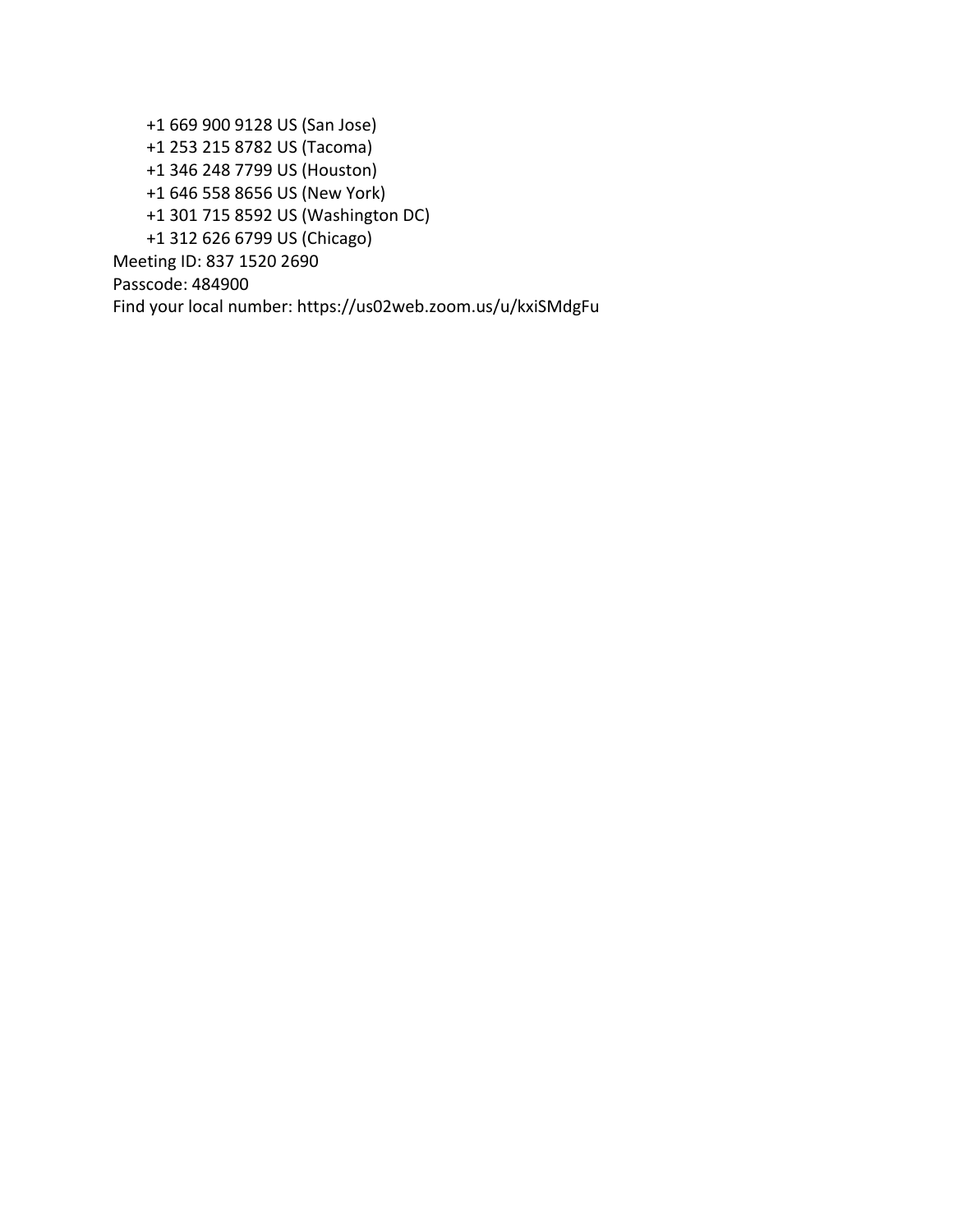+1 669 900 9128 US (San Jose)
+1 253 215 8782 US (Tacoma)
+1 346 248 7799 US (Houston)
+1 646 558 8656 US (New York)
+1 301 715 8592 US (Washington DC)
+1 312 626 6799 US (Chicago)

Meeting ID: 837 1520 2690
Passcode: 484900
Find your local number: https://us02web.zoom.us/u/kxiSMdgFu